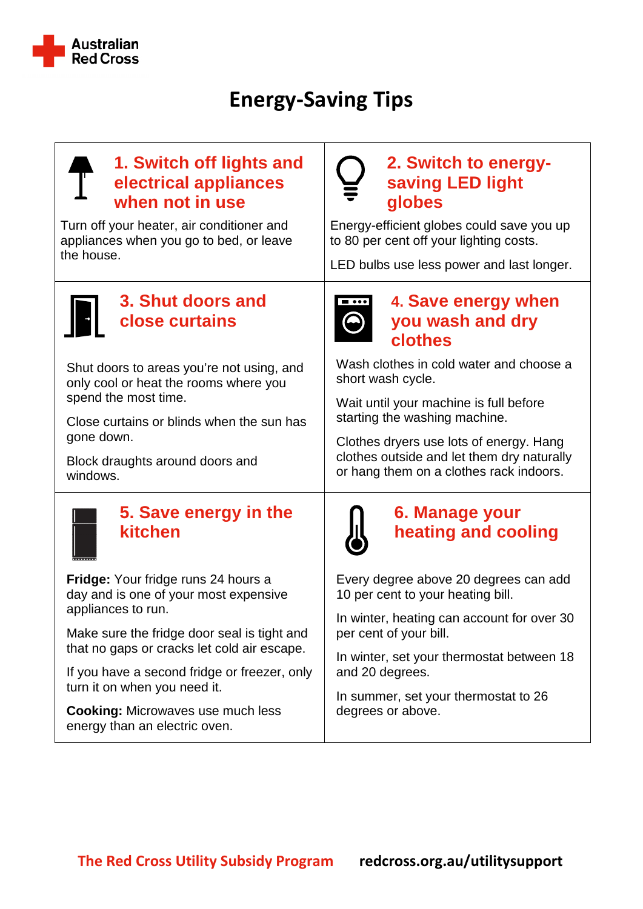Australian Red Cross

# Energy-Saving Tips

## 1. Switch off lights and electrical appliances when not in use

Turn off your heater, air conditioner and appliances when you go to bed, or leave the house.

## 2. Switch to energy-saving LED light globes

Energy-efficient globes could save you up to 80 per cent off your lighting costs.

LED bulbs use less power and last longer.

## 3. Shut doors and close curtains

Shut doors to areas you're not using, and only cool or heat the rooms where you spend the most time.

Close curtains or blinds when the sun has gone down.

Block draughts around doors and windows.

## 4. Save energy when you wash and dry clothes

Wash clothes in cold water and choose a short wash cycle.

Wait until your machine is full before starting the washing machine.

Clothes dryers use lots of energy. Hang clothes outside and let them dry naturally or hang them on a clothes rack indoors.

## 5. Save energy in the kitchen

**Fridge:** Your fridge runs 24 hours a day and is one of your most expensive appliances to run.

Make sure the fridge door seal is tight and that no gaps or cracks let cold air escape.

If you have a second fridge or freezer, only turn it on when you need it.

**Cooking:** Microwaves use much less energy than an electric oven.

## 6. Manage your heating and cooling

Every degree above 20 degrees can add 10 per cent to your heating bill.

In winter, heating can account for over 30 per cent of your bill.

In winter, set your thermostat between 18 and 20 degrees.

In summer, set your thermostat to 26 degrees or above.

The Red Cross Utility Subsidy Program redcross.org.au/utilitysupport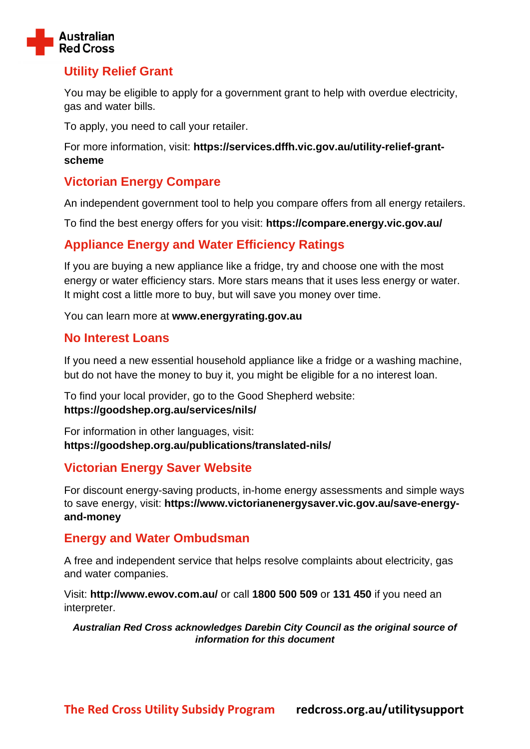## Utility Relief Grant

You may be eligible to apply for a government grant to help with overdue electricity, gas and water bills.

To apply, you need to call your retailer.

For more information, visit: **https://services.dffh.vic.gov.au/utility-relief-grant-scheme**

## Victorian Energy Compare

An independent government tool to help you compare offers from all energy retailers.

To find the best energy offers for you visit: **https://compare.energy.vic.gov.au/**

## Appliance Energy and Water Efficiency Ratings

If you are buying a new appliance like a fridge, try and choose one with the most energy or water efficiency stars. More stars means that it uses less energy or water. It might cost a little more to buy, but will save you money over time.

You can learn more at **www.energyrating.gov.au**

## No Interest Loans

If you need a new essential household appliance like a fridge or a washing machine, but do not have the money to buy it, you might be eligible for a no interest loan.

To find your local provider, go to the Good Shepherd website: **https://goodshep.org.au/services/nils/**

For information in other languages, visit: **https://goodshep.org.au/publications/translated-nils/**

## Victorian Energy Saver Website

For discount energy-saving products, in-home energy assessments and simple ways to save energy, visit: **https://www.victorianenergysaver.vic.gov.au/save-energy-and-money**

## Energy and Water Ombudsman

A free and independent service that helps resolve complaints about electricity, gas and water companies.

Visit: **http://www.ewov.com.au/** or call **1800 500 509** or **131 450** if you need an interpreter.

***Australian Red Cross acknowledges Darebin City Council as the original source of information for this document***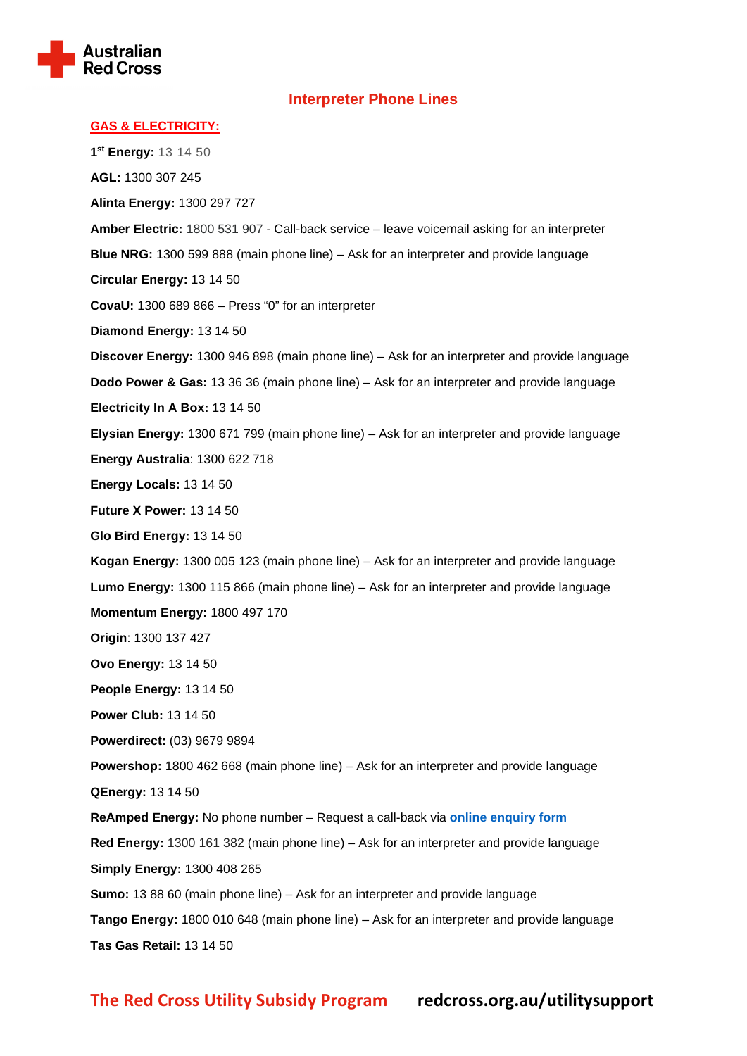## Interpreter Phone Lines

**GAS & ELECTRICITY:**

**1st Energy:** 13 14 50

**AGL:** 1300 307 245

**Alinta Energy:** 1300 297 727

**Amber Electric:** 1800 531 907 - Call-back service – leave voicemail asking for an interpreter

**Blue NRG:** 1300 599 888 (main phone line) – Ask for an interpreter and provide language

**Circular Energy:** 13 14 50

**CovaU:** 1300 689 866 – Press "0" for an interpreter

**Diamond Energy:** 13 14 50

**Discover Energy:** 1300 946 898 (main phone line) – Ask for an interpreter and provide language

**Dodo Power & Gas:** 13 36 36 (main phone line) – Ask for an interpreter and provide language

**Electricity In A Box:** 13 14 50

**Elysian Energy:** 1300 671 799 (main phone line) – Ask for an interpreter and provide language

**Energy Australia**: 1300 622 718

**Energy Locals:** 13 14 50

**Future X Power:** 13 14 50

**Glo Bird Energy:** 13 14 50

**Kogan Energy:** 1300 005 123 (main phone line) – Ask for an interpreter and provide language

**Lumo Energy:** 1300 115 866 (main phone line) – Ask for an interpreter and provide language

**Momentum Energy:** 1800 497 170

**Origin**: 1300 137 427

**Ovo Energy:** 13 14 50

**People Energy:** 13 14 50

**Power Club:** 13 14 50

**Powerdirect:** (03) 9679 9894

**Powershop:** 1800 462 668 (main phone line) – Ask for an interpreter and provide language

**QEnergy:** 13 14 50

**ReAmped Energy:** No phone number – Request a call-back via **online enquiry form**

**Red Energy:** 1300 161 382 (main phone line) – Ask for an interpreter and provide language

**Simply Energy:** 1300 408 265

**Sumo:** 13 88 60 (main phone line) – Ask for an interpreter and provide language

**Tango Energy:** 1800 010 648 (main phone line) – Ask for an interpreter and provide language

**Tas Gas Retail:** 13 14 50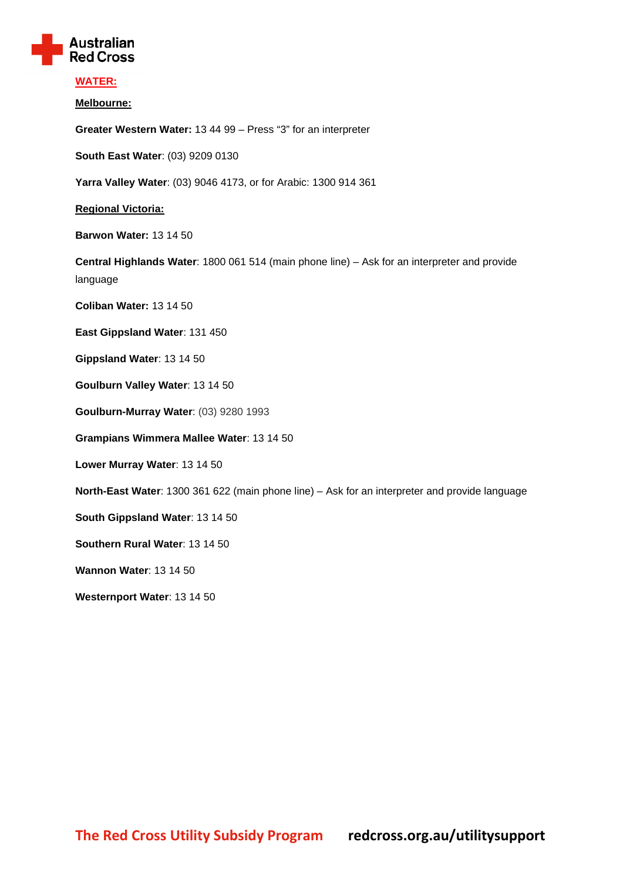## WATER:

### Melbourne:

**Greater Western Water:** 13 44 99 – Press “3” for an interpreter

**South East Water**: (03) 9209 0130

**Yarra Valley Water**: (03) 9046 4173, or for Arabic: 1300 914 361

### Regional Victoria:

**Barwon Water:** 13 14 50

**Central Highlands Water**: 1800 061 514 (main phone line) – Ask for an interpreter and provide language

**Coliban Water:** 13 14 50

**East Gippsland Water**: 131 450

**Gippsland Water**: 13 14 50

**Goulburn Valley Water**: 13 14 50

**Goulburn-Murray Water**: (03) 9280 1993

**Grampians Wimmera Mallee Water**: 13 14 50

**Lower Murray Water**: 13 14 50

**North-East Water**: 1300 361 622 (main phone line) – Ask for an interpreter and provide language

**South Gippsland Water**: 13 14 50

**Southern Rural Water**: 13 14 50

**Wannon Water**: 13 14 50

**Westernport Water**: 13 14 50